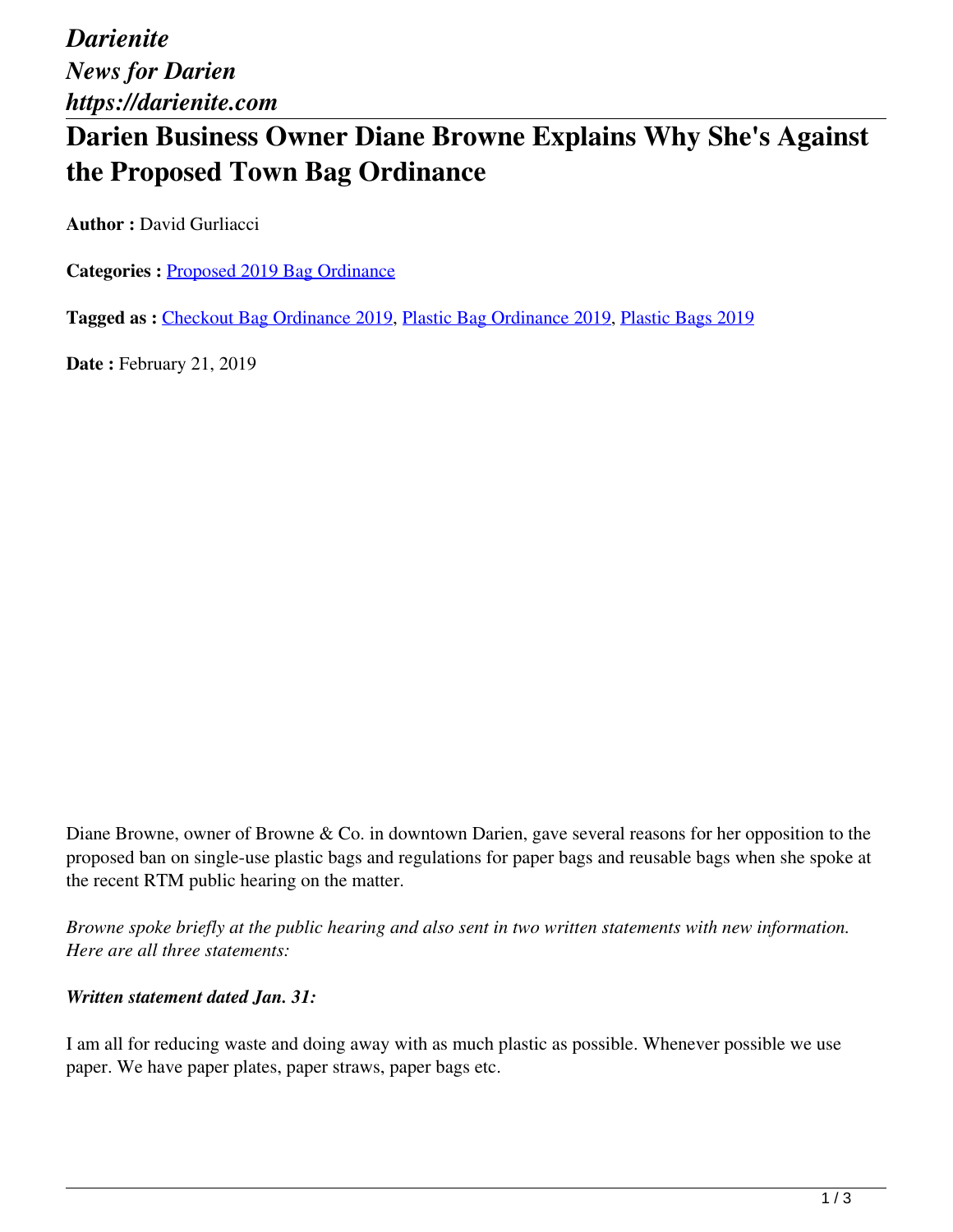*Darienite*
*News for Darien*
*https://darienite.com*

# Darien Business Owner Diane Browne Explains Why She's Against the Proposed Town Bag Ordinance

**Author :** David Gurliacci

**Categories :** Proposed 2019 Bag Ordinance

**Tagged as :** Checkout Bag Ordinance 2019, Plastic Bag Ordinance 2019, Plastic Bags 2019

**Date :** February 21, 2019

Diane Browne, owner of Browne & Co. in downtown Darien, gave several reasons for her opposition to the proposed ban on single-use plastic bags and regulations for paper bags and reusable bags when she spoke at the recent RTM public hearing on the matter.

*Browne spoke briefly at the public hearing and also sent in two written statements with new information. Here are all three statements:*

***Written statement dated Jan. 31:***

I am all for reducing waste and doing away with as much plastic as possible. Whenever possible we use paper. We have paper plates, paper straws, paper bags etc.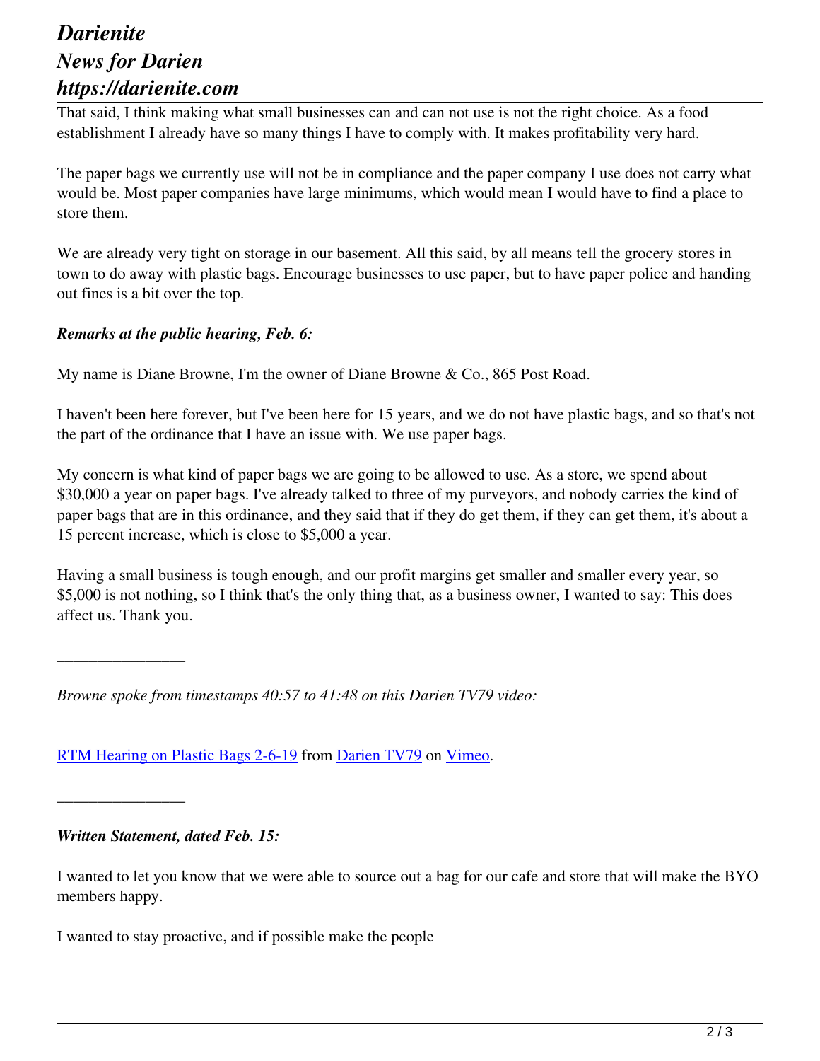That said, I think making what small businesses can and can not use is not the right choice. As a food establishment I already have so many things I have to comply with. It makes profitability very hard.

The paper bags we currently use will not be in compliance and the paper company I use does not carry what would be. Most paper companies have large minimums, which would mean I would have to find a place to store them.

We are already very tight on storage in our basement. All this said, by all means tell the grocery stores in town to do away with plastic bags. Encourage businesses to use paper, but to have paper police and handing out fines is a bit over the top.

***Remarks at the public hearing, Feb. 6:***

My name is Diane Browne, I'm the owner of Diane Browne & Co., 865 Post Road.

I haven't been here forever, but I've been here for 15 years, and we do not have plastic bags, and so that's not the part of the ordinance that I have an issue with. We use paper bags.

My concern is what kind of paper bags we are going to be allowed to use. As a store, we spend about $30,000 a year on paper bags. I've already talked to three of my purveyors, and nobody carries the kind of paper bags that are in this ordinance, and they said that if they do get them, if they can get them, it's about a 15 percent increase, which is close to $5,000 a year.

Having a small business is tough enough, and our profit margins get smaller and smaller every year, so $5,000 is not nothing, so I think that's the only thing that, as a business owner, I wanted to say: This does affect us. Thank you.

————————

*Browne spoke from timestamps 40:57 to 41:48 on this Darien TV79 video:*

[RTM Hearing on Plastic Bags 2-6-19](#) from [Darien TV79](#) on [Vimeo](#).

————————

***Written Statement, dated Feb. 15:***

I wanted to let you know that we were able to source out a bag for our cafe and store that will make the BYO members happy.

I wanted to stay proactive, and if possible make the people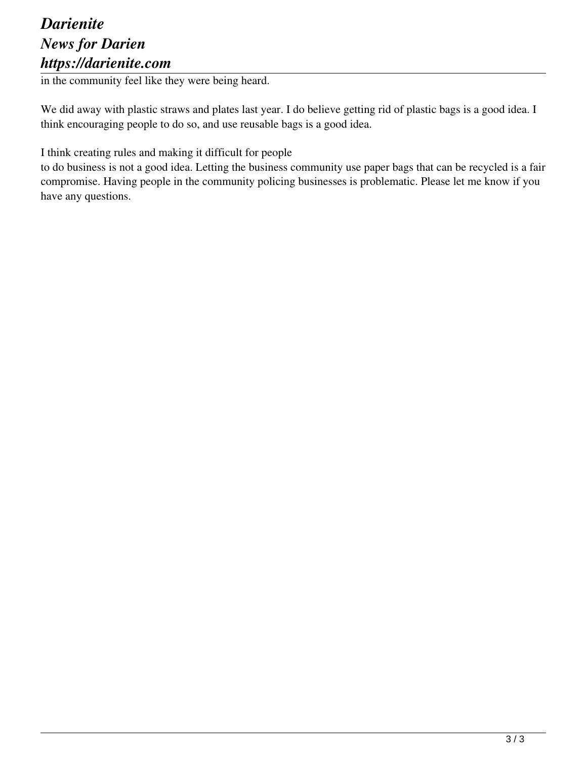in the community feel like they were being heard.

We did away with plastic straws and plates last year. I do believe getting rid of plastic bags is a good idea. I think encouraging people to do so, and use reusable bags is a good idea.

I think creating rules and making it difficult for people to do business is not a good idea. Letting the business community use paper bags that can be recycled is a fair compromise. Having people in the community policing businesses is problematic. Please let me know if you have any questions.